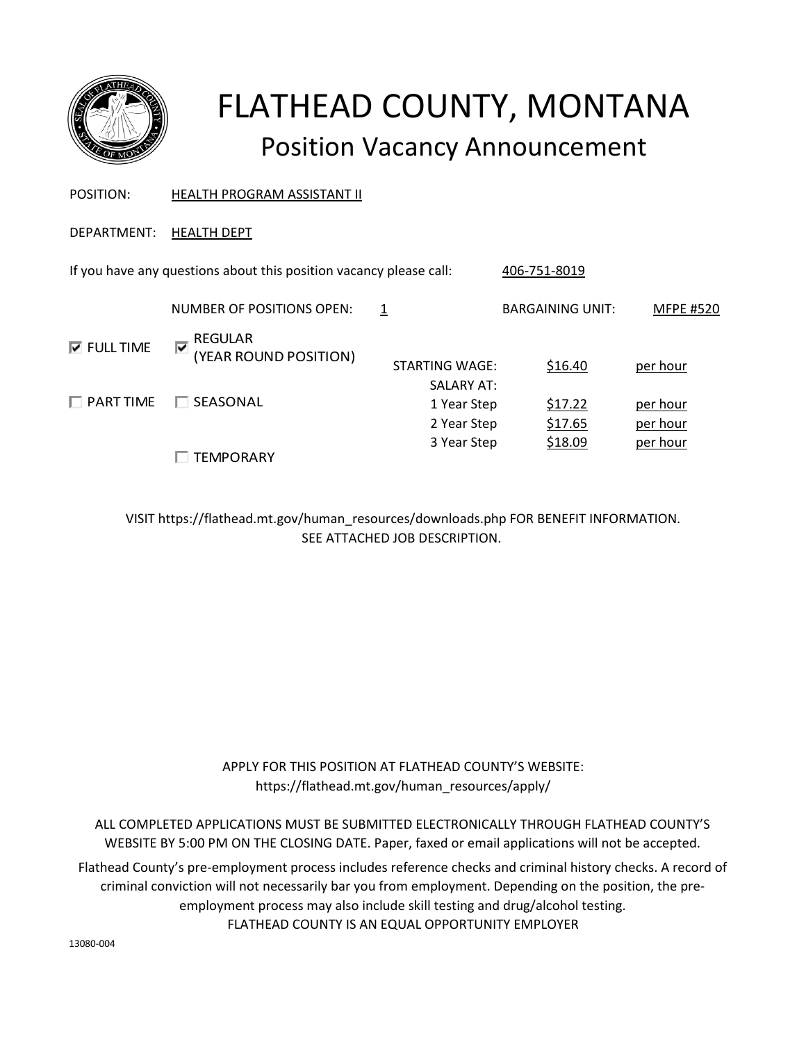# FLATHEAD COUNTY, MONTANA

## Position Vacancy Announcement

POSITION: HEALTH PROGRAM ASSISTANT II

DEPARTMENT: HEALTH DEPT

If you have any questions about this position vacancy please call: 406-751-8019

NUMBER OF POSITIONS OPEN: 1

BARGAINING UNIT: MFPE #520

- [x] FULL TIME
- [ ] PART TIME

- [x] REGULAR (YEAR ROUND POSITION)
- [ ] SEASONAL
- [ ] TEMPORARY

| | | |
|---|---|---|
| STARTING WAGE: | $16.40 | per hour |
| SALARY AT: | | |
| 1 Year Step | $17.22 | per hour |
| 2 Year Step | $17.65 | per hour |
| 3 Year Step | $18.09 | per hour |

VISIT https://flathead.mt.gov/human_resources/downloads.php FOR BENEFIT INFORMATION.
SEE ATTACHED JOB DESCRIPTION.

APPLY FOR THIS POSITION AT FLATHEAD COUNTY'S WEBSITE:
https://flathead.mt.gov/human_resources/apply/

ALL COMPLETED APPLICATIONS MUST BE SUBMITTED ELECTRONICALLY THROUGH FLATHEAD COUNTY'S WEBSITE BY 5:00 PM ON THE CLOSING DATE. Paper, faxed or email applications will not be accepted.

Flathead County's pre-employment process includes reference checks and criminal history checks. A record of criminal conviction will not necessarily bar you from employment. Depending on the position, the pre-employment process may also include skill testing and drug/alcohol testing.

FLATHEAD COUNTY IS AN EQUAL OPPORTUNITY EMPLOYER

13080-004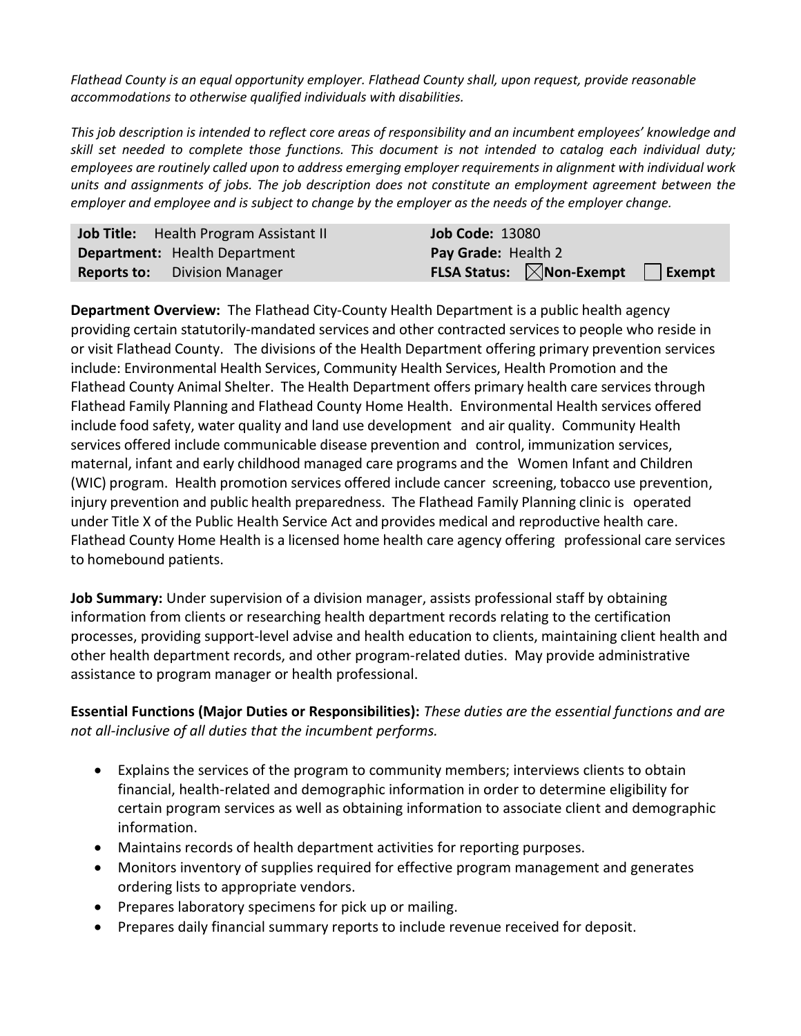*Flathead County is an equal opportunity employer. Flathead County shall, upon request, provide reasonable accommodations to otherwise qualified individuals with disabilities.*

*This job description is intended to reflect core areas of responsibility and an incumbent employees' knowledge and skill set needed to complete those functions. This document is not intended to catalog each individual duty; employees are routinely called upon to address emerging employer requirements in alignment with individual work units and assignments of jobs. The job description does not constitute an employment agreement between the employer and employee and is subject to change by the employer as the needs of the employer change.*

| **Job Title:** Health Program Assistant II | **Job Code:** 13080 |
|---|---|
| **Department:** Health Department | **Pay Grade:** Health 2 |
| **Reports to:** Division Manager | **FLSA Status:** ☒ **Non-Exempt** ☐ **Exempt** |

**Department Overview:** The Flathead City-County Health Department is a public health agency providing certain statutorily-mandated services and other contracted services to people who reside in or visit Flathead County. The divisions of the Health Department offering primary prevention services include: Environmental Health Services, Community Health Services, Health Promotion and the Flathead County Animal Shelter. The Health Department offers primary health care services through Flathead Family Planning and Flathead County Home Health. Environmental Health services offered include food safety, water quality and land use development and air quality. Community Health services offered include communicable disease prevention and control, immunization services, maternal, infant and early childhood managed care programs and the Women Infant and Children (WIC) program. Health promotion services offered include cancer screening, tobacco use prevention, injury prevention and public health preparedness. The Flathead Family Planning clinic is operated under Title X of the Public Health Service Act and provides medical and reproductive health care. Flathead County Home Health is a licensed home health care agency offering professional care services to homebound patients.

**Job Summary:** Under supervision of a division manager, assists professional staff by obtaining information from clients or researching health department records relating to the certification processes, providing support-level advise and health education to clients, maintaining client health and other health department records, and other program-related duties. May provide administrative assistance to program manager or health professional.

**Essential Functions (Major Duties or Responsibilities):** *These duties are the essential functions and are not all-inclusive of all duties that the incumbent performs.*

- Explains the services of the program to community members; interviews clients to obtain financial, health-related and demographic information in order to determine eligibility for certain program services as well as obtaining information to associate client and demographic information.
- Maintains records of health department activities for reporting purposes.
- Monitors inventory of supplies required for effective program management and generates ordering lists to appropriate vendors.
- Prepares laboratory specimens for pick up or mailing.
- Prepares daily financial summary reports to include revenue received for deposit.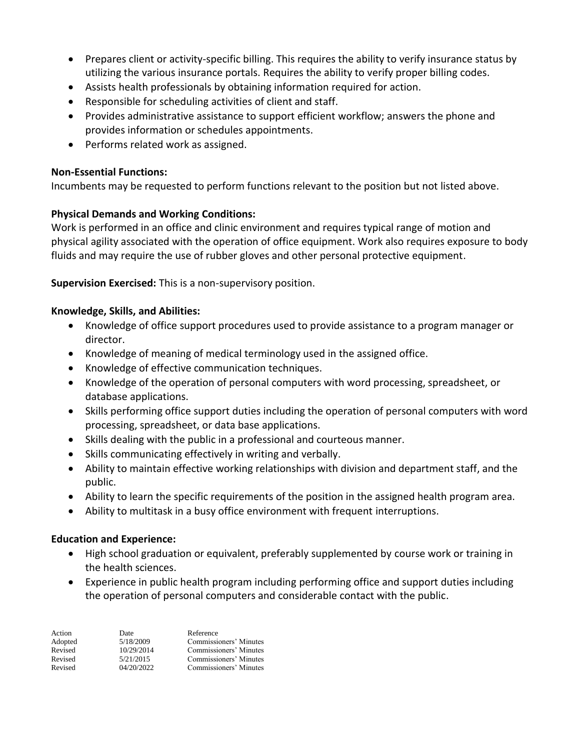- Prepares client or activity-specific billing. This requires the ability to verify insurance status by utilizing the various insurance portals. Requires the ability to verify proper billing codes.
- Assists health professionals by obtaining information required for action.
- Responsible for scheduling activities of client and staff.
- Provides administrative assistance to support efficient workflow; answers the phone and provides information or schedules appointments.
- Performs related work as assigned.

**Non-Essential Functions:**
Incumbents may be requested to perform functions relevant to the position but not listed above.

**Physical Demands and Working Conditions:**
Work is performed in an office and clinic environment and requires typical range of motion and physical agility associated with the operation of office equipment. Work also requires exposure to body fluids and may require the use of rubber gloves and other personal protective equipment.

**Supervision Exercised:** This is a non-supervisory position.

**Knowledge, Skills, and Abilities:**

- Knowledge of office support procedures used to provide assistance to a program manager or director.
- Knowledge of meaning of medical terminology used in the assigned office.
- Knowledge of effective communication techniques.
- Knowledge of the operation of personal computers with word processing, spreadsheet, or database applications.
- Skills performing office support duties including the operation of personal computers with word processing, spreadsheet, or data base applications.
- Skills dealing with the public in a professional and courteous manner.
- Skills communicating effectively in writing and verbally.
- Ability to maintain effective working relationships with division and department staff, and the public.
- Ability to learn the specific requirements of the position in the assigned health program area.
- Ability to multitask in a busy office environment with frequent interruptions.

**Education and Experience:**

- High school graduation or equivalent, preferably supplemented by course work or training in the health sciences.
- Experience in public health program including performing office and support duties including the operation of personal computers and considerable contact with the public.

| Action | Date | Reference |
|---|---|---|
| Adopted | 5/18/2009 | Commissioners' Minutes |
| Revised | 10/29/2014 | Commissioners' Minutes |
| Revised | 5/21/2015 | Commissioners' Minutes |
| Revised | 04/20/2022 | Commissioners' Minutes |